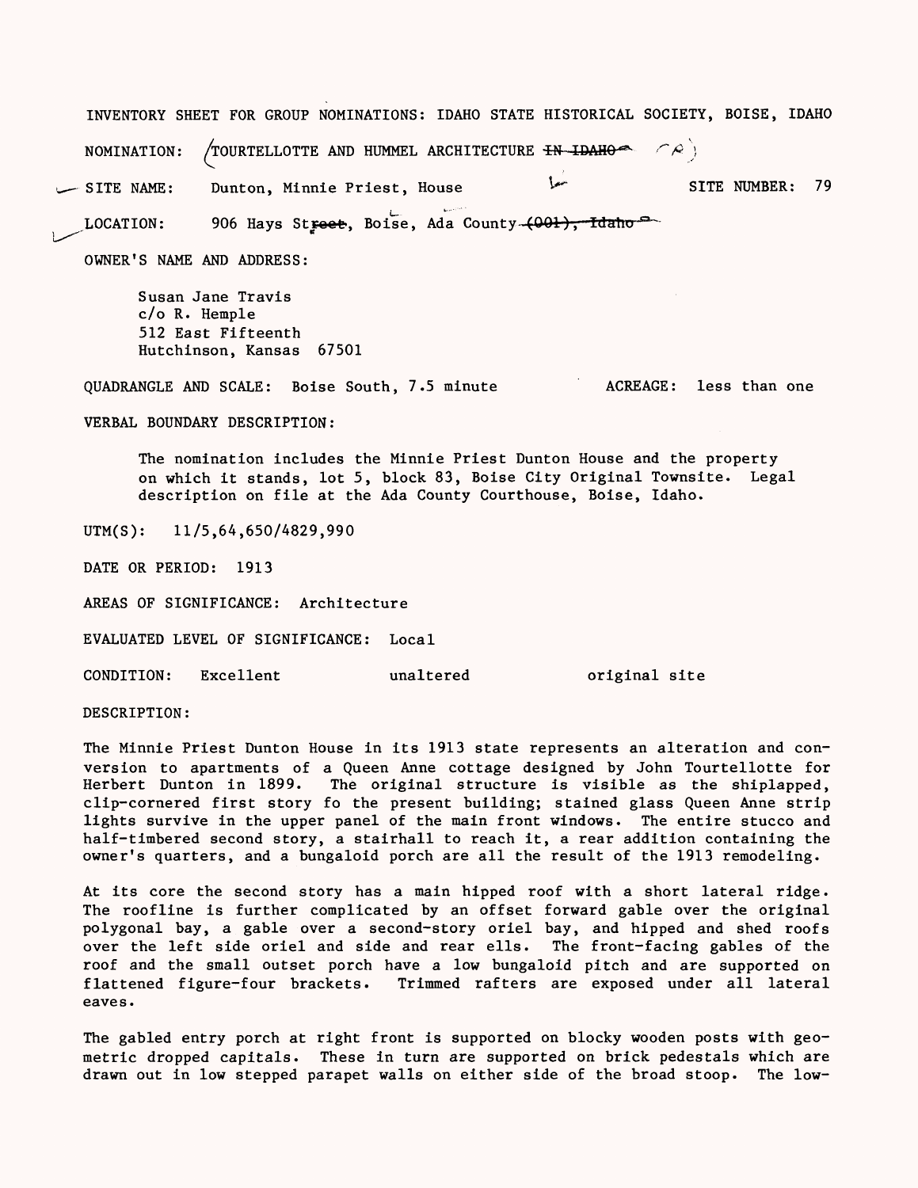INVENTORY SHEET FOR GROUP NOMINATIONS: IDAHO STATE HISTORICAL SOCIETY, BOISE, IDAHO

NOMINATION: TOURTELLOTTE AND HUMMEL ARCHITECTURE ~~IN IDAHO~~ (TR)

SITE NAME: Dunton, Minnie Priest, House SITE NUMBER: 79

LOCATION: 906 Hays St., Boise, Ada County ~~(001), Idaho~~

OWNER'S NAME AND ADDRESS:

Susan Jane Travis
c/o R. Hemple
512 East Fifteenth
Hutchinson, Kansas 67501

QUADRANGLE AND SCALE: Boise South, 7.5 minute ACREAGE: less than one

VERBAL BOUNDARY DESCRIPTION:

The nomination includes the Minnie Priest Dunton House and the property on which it stands, lot 5, block 83, Boise City Original Townsite. Legal description on file at the Ada County Courthouse, Boise, Idaho.

UTM(S): 11/5,64,650/4829,990

DATE OR PERIOD: 1913

AREAS OF SIGNIFICANCE: Architecture

EVALUATED LEVEL OF SIGNIFICANCE: Local

CONDITION: Excellent unaltered original site

DESCRIPTION:

The Minnie Priest Dunton House in its 1913 state represents an alteration and conversion to apartments of a Queen Anne cottage designed by John Tourtellotte for Herbert Dunton in 1899. The original structure is visible as the shiplapped, clip-cornered first story fo the present building; stained glass Queen Anne strip lights survive in the upper panel of the main front windows. The entire stucco and half-timbered second story, a stairhall to reach it, a rear addition containing the owner's quarters, and a bungaloid porch are all the result of the 1913 remodeling.

At its core the second story has a main hipped roof with a short lateral ridge. The roofline is further complicated by an offset forward gable over the original polygonal bay, a gable over a second-story oriel bay, and hipped and shed roofs over the left side oriel and side and rear ells. The front-facing gables of the roof and the small outset porch have a low bungaloid pitch and are supported on flattened figure-four brackets. Trimmed rafters are exposed under all lateral eaves.

The gabled entry porch at right front is supported on blocky wooden posts with geometric dropped capitals. These in turn are supported on brick pedestals which are drawn out in low stepped parapet walls on either side of the broad stoop. The low-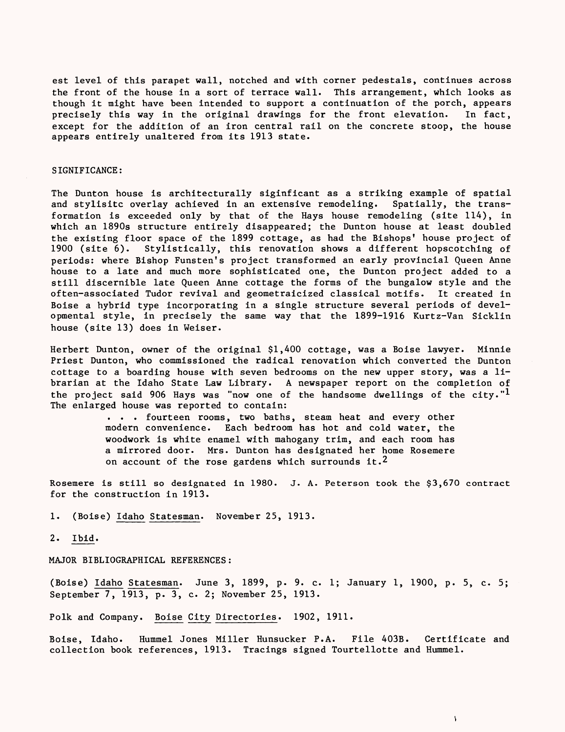est level of this parapet wall, notched and with corner pedestals, continues across the front of the house in a sort of terrace wall. This arrangement, which looks as though it might have been intended to support a continuation of the porch, appears precisely this way in the original drawings for the front elevation. In fact, except for the addition of an iron central rail on the concrete stoop, the house appears entirely unaltered from its 1913 state.

SIGNIFICANCE:

The Dunton house is architecturally siginficant as a striking example of spatial and stylisitc overlay achieved in an extensive remodeling. Spatially, the transformation is exceeded only by that of the Hays house remodeling (site 114), in which an 1890s structure entirely disappeared; the Dunton house at least doubled the existing floor space of the 1899 cottage, as had the Bishops' house project of 1900 (site 6). Stylistically, this renovation shows a different hopscotching of periods: where Bishop Funsten's project transformed an early provincial Queen Anne house to a late and much more sophisticated one, the Dunton project added to a still discernible late Queen Anne cottage the forms of the bungalow style and the often-associated Tudor revival and geometraicized classical motifs. It created in Boise a hybrid type incorporating in a single structure several periods of developmental style, in precisely the same way that the 1899-1916 Kurtz-Van Sicklin house (site 13) does in Weiser.

Herbert Dunton, owner of the original $1,400 cottage, was a Boise lawyer. Minnie Priest Dunton, who commissioned the radical renovation which converted the Dunton cottage to a boarding house with seven bedrooms on the new upper story, was a librarian at the Idaho State Law Library. A newspaper report on the completion of the project said 906 Hays was "now one of the handsome dwellings of the city."[1] The enlarged house was reported to contain:

> . . . fourteen rooms, two baths, steam heat and every other modern convenience. Each bedroom has hot and cold water, the woodwork is white enamel with mahogany trim, and each room has a mirrored door. Mrs. Dunton has designated her home Rosemere on account of the rose gardens which surrounds it.[2]

Rosemere is still so designated in 1980. J. A. Peterson took the $3,670 contract for the construction in 1913.

1. (Boise) Idaho Statesman. November 25, 1913.

2. Ibid.

MAJOR BIBLIOGRAPHICAL REFERENCES:

(Boise) Idaho Statesman. June 3, 1899, p. 9. c. 1; January 1, 1900, p. 5, c. 5; September 7, 1913, p. 3, c. 2; November 25, 1913.

Polk and Company. Boise City Directories. 1902, 1911.

Boise, Idaho. Hummel Jones Miller Hunsucker P.A. File 403B. Certificate and collection book references, 1913. Tracings signed Tourtellotte and Hummel.